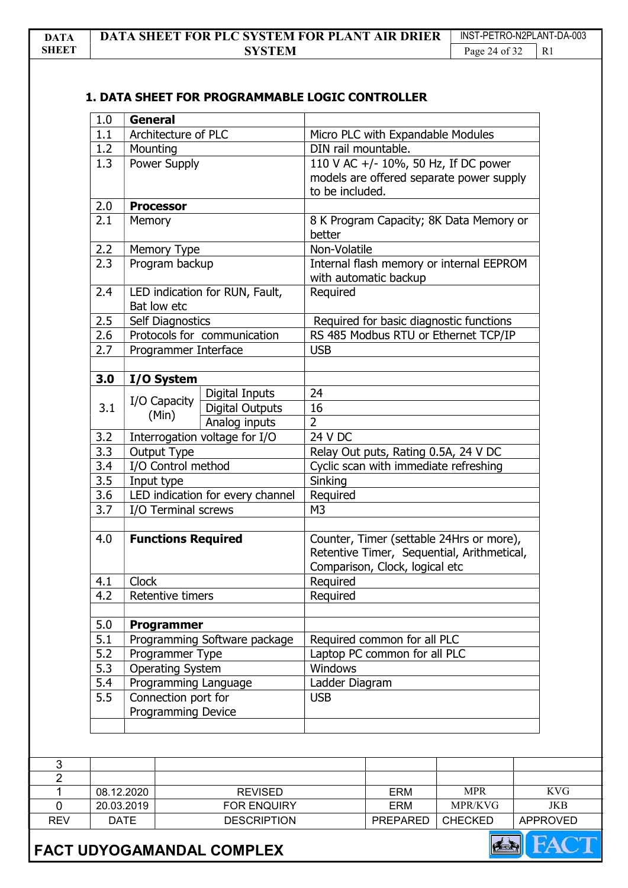## 1. DATA SHEET FOR PROGRAMMABLE LOGIC CONTROLLER

| | | | |
|---|---|---|---|
| 1.0 | **General** | | |
| 1.1 | Architecture of PLC | | Micro PLC with Expandable Modules |
| 1.2 | Mounting | | DIN rail mountable. |
| 1.3 | Power Supply | | 110 V AC +/- 10%, 50 Hz, If DC power models are offered separate power supply to be included. |
| 2.0 | **Processor** | | |
| 2.1 | Memory | | 8 K Program Capacity; 8K Data Memory or better |
| 2.2 | Memory Type | | Non-Volatile |
| 2.3 | Program backup | | Internal flash memory or internal EEPROM with automatic backup |
| 2.4 | LED indication for RUN, Fault, Bat low etc | | Required |
| 2.5 | Self Diagnostics | | Required for basic diagnostic functions |
| 2.6 | Protocols for communication | | RS 485 Modbus RTU or Ethernet TCP/IP |
| 2.7 | Programmer Interface | | USB |
| | | | |
| **3.0** | **I/O System** | | |
| 3.1 | I/O Capacity (Min) | Digital Inputs | 24 |
| | | Digital Outputs | 16 |
| | | Analog inputs | 2 |
| 3.2 | Interrogation voltage for I/O | | 24 V DC |
| 3.3 | Output Type | | Relay Out puts, Rating 0.5A, 24 V DC |
| 3.4 | I/O Control method | | Cyclic scan with immediate refreshing |
| 3.5 | Input type | | Sinking |
| 3.6 | LED indication for every channel | | Required |
| 3.7 | I/O Terminal screws | | M3 |
| | | | |
| 4.0 | **Functions Required** | | Counter, Timer (settable 24Hrs or more), Retentive Timer, Sequential, Arithmetical, Comparison, Clock, logical etc |
| 4.1 | Clock | | Required |
| 4.2 | Retentive timers | | Required |
| | | | |
| 5.0 | **Programmer** | | |
| 5.1 | Programming Software package | | Required common for all PLC |
| 5.2 | Programmer Type | | Laptop PC common for all PLC |
| 5.3 | Operating System | | Windows |
| 5.4 | Programming Language | | Ladder Diagram |
| 5.5 | Connection port for Programming Device | | USB |
| | | | |

| REV | DATE | DESCRIPTION | PREPARED | CHECKED | APPROVED |
|---|---|---|---|---|---|
| 3 | | | | | |
| 2 | | | | | |
| 1 | 08.12.2020 | REVISED | ERM | MPR | KVG |
| 0 | 20.03.2019 | FOR ENQUIRY | ERM | MPR/KVG | JKB |

FACT UDYOGAMANDAL COMPLEX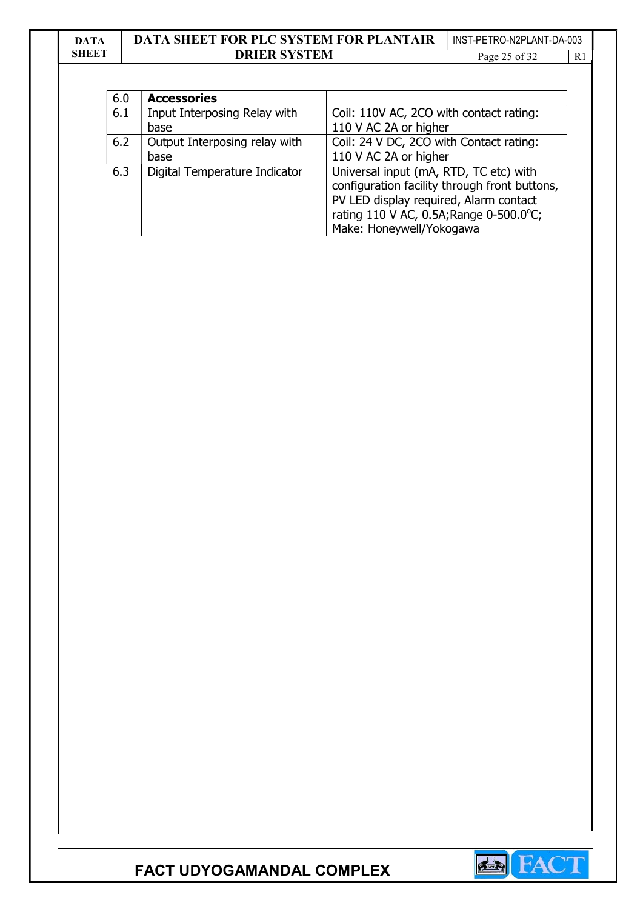| 6.0 | **Accessories** | |
|---|---|---|
| 6.1 | Input Interposing Relay with base | Coil: 110V AC, 2CO with contact rating: 110 V AC 2A or higher |
| 6.2 | Output Interposing relay with base | Coil: 24 V DC, 2CO with Contact rating: 110 V AC 2A or higher |
| 6.3 | Digital Temperature Indicator | Universal input (mA, RTD, TC etc) with configuration facility through front buttons, PV LED display required, Alarm contact rating 110 V AC, 0.5A;Range 0-500.0°C; Make: Honeywell/Yokogawa |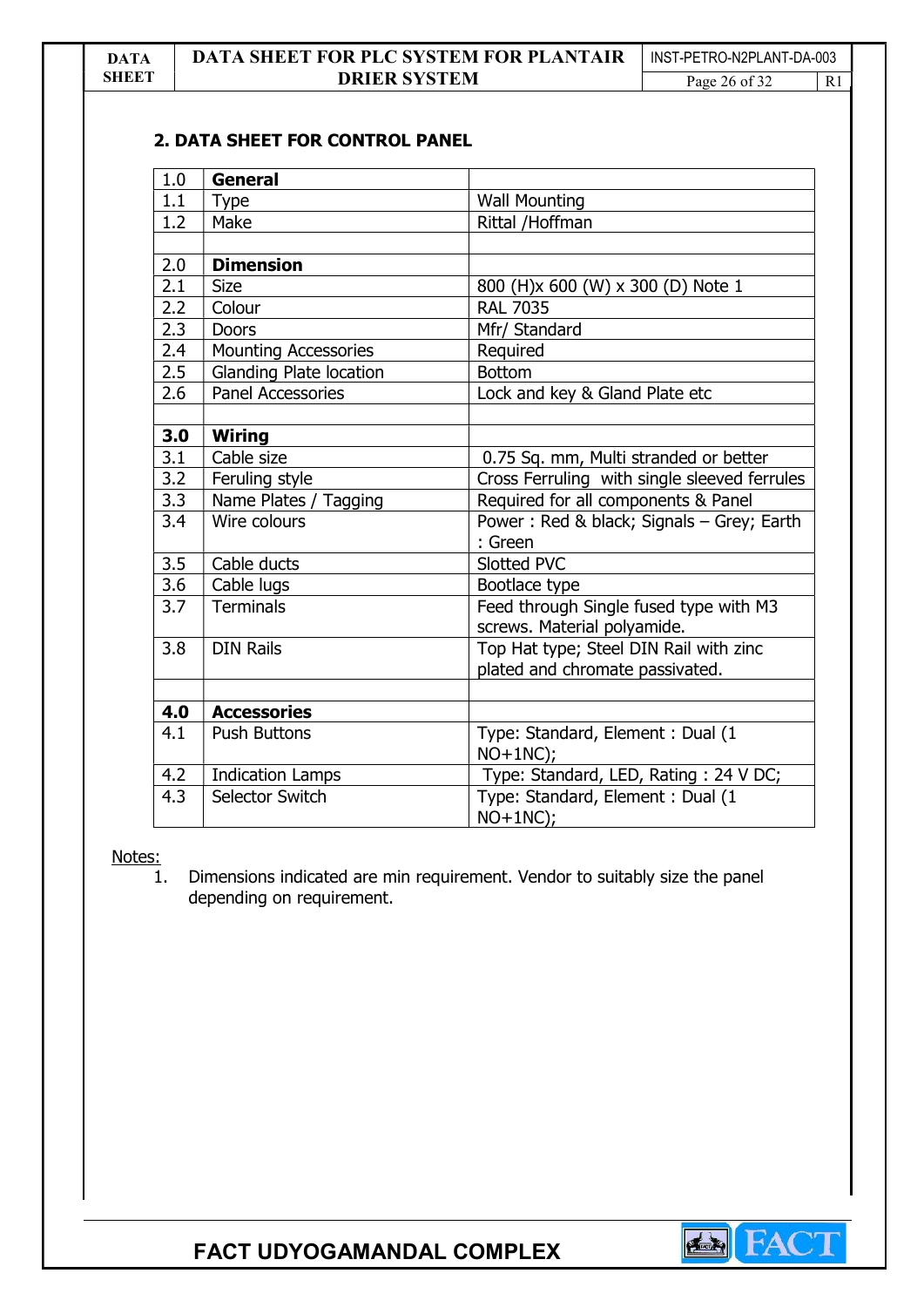## 2. DATA SHEET FOR CONTROL PANEL

| | | |
|---|---|---|
| 1.0 | **General** | |
| 1.1 | Type | Wall Mounting |
| 1.2 | Make | Rittal /Hoffman |
| | | |
| 2.0 | **Dimension** | |
| 2.1 | Size | 800 (H)x 600 (W) x 300 (D) Note 1 |
| 2.2 | Colour | RAL 7035 |
| 2.3 | Doors | Mfr/ Standard |
| 2.4 | Mounting Accessories | Required |
| 2.5 | Glanding Plate location | Bottom |
| 2.6 | Panel Accessories | Lock and key & Gland Plate etc |
| | | |
| **3.0** | **Wiring** | |
| 3.1 | Cable size | 0.75 Sq. mm, Multi stranded or better |
| 3.2 | Feruling style | Cross Ferruling with single sleeved ferrules |
| 3.3 | Name Plates / Tagging | Required for all components & Panel |
| 3.4 | Wire colours | Power : Red & black; Signals – Grey; Earth : Green |
| 3.5 | Cable ducts | Slotted PVC |
| 3.6 | Cable lugs | Bootlace type |
| 3.7 | Terminals | Feed through Single fused type with M3 screws. Material polyamide. |
| 3.8 | DIN Rails | Top Hat type; Steel DIN Rail with zinc plated and chromate passivated. |
| | | |
| **4.0** | **Accessories** | |
| 4.1 | Push Buttons | Type: Standard, Element : Dual (1 NO+1NC); |
| 4.2 | Indication Lamps | Type: Standard, LED, Rating : 24 V DC; |
| 4.3 | Selector Switch | Type: Standard, Element : Dual (1 NO+1NC); |

Notes:

1. Dimensions indicated are min requirement. Vendor to suitably size the panel depending on requirement.